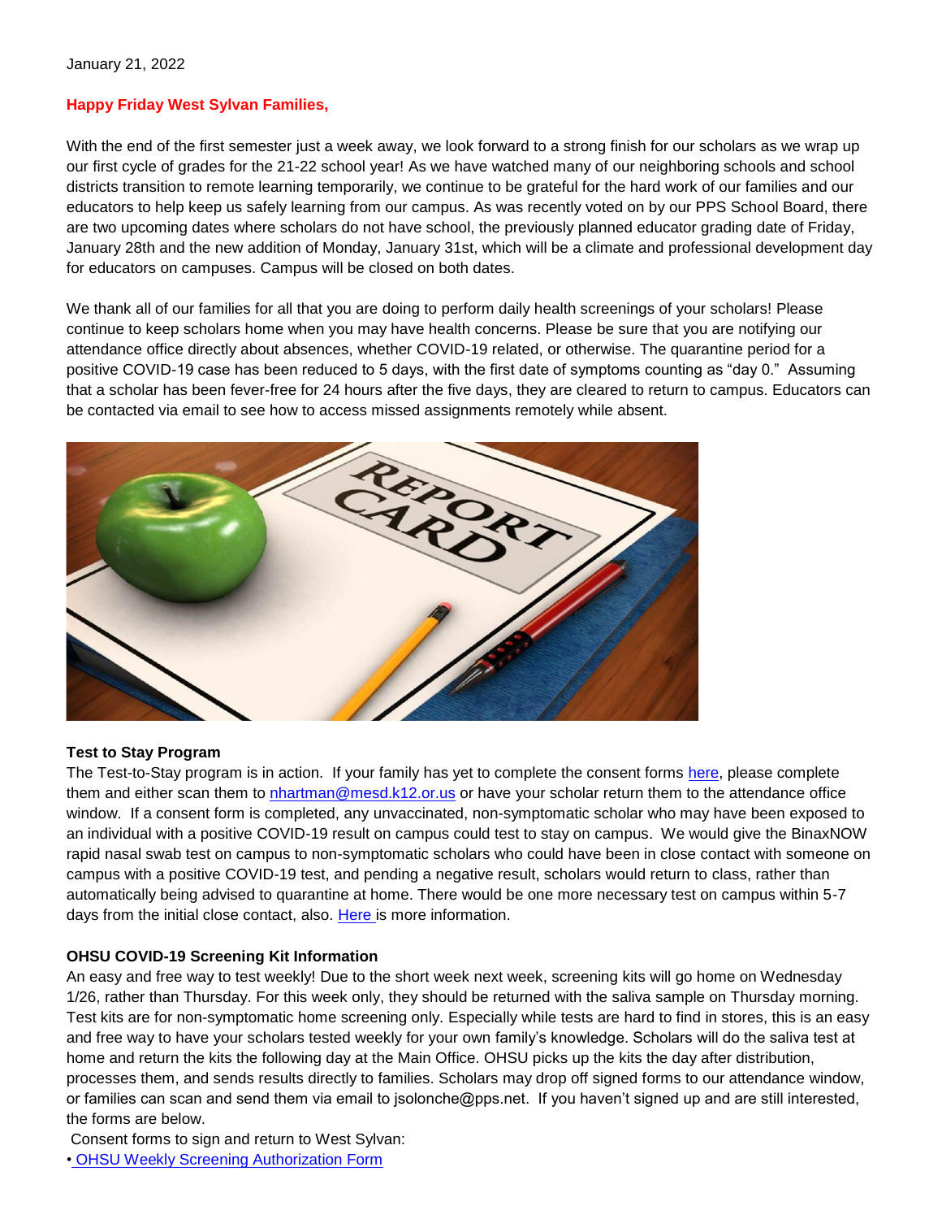January 21, 2022

**Happy Friday West Sylvan Families,**

With the end of the first semester just a week away, we look forward to a strong finish for our scholars as we wrap up our first cycle of grades for the 21-22 school year! As we have watched many of our neighboring schools and school districts transition to remote learning temporarily, we continue to be grateful for the hard work of our families and our educators to help keep us safely learning from our campus. As was recently voted on by our PPS School Board, there are two upcoming dates where scholars do not have school, the previously planned educator grading date of Friday, January 28th and the new addition of Monday, January 31st, which will be a climate and professional development day for educators on campuses. Campus will be closed on both dates.

We thank all of our families for all that you are doing to perform daily health screenings of your scholars! Please continue to keep scholars home when you may have health concerns. Please be sure that you are notifying our attendance office directly about absences, whether COVID-19 related, or otherwise. The quarantine period for a positive COVID-19 case has been reduced to 5 days, with the first date of symptoms counting as "day 0." Assuming that a scholar has been fever-free for 24 hours after the five days, they are cleared to return to campus. Educators can be contacted via email to see how to access missed assignments remotely while absent.

**Test to Stay Program**

The Test-to-Stay program is in action. If your family has yet to complete the consent forms here, please complete them and either scan them to nhartman@mesd.k12.or.us or have your scholar return them to the attendance office window. If a consent form is completed, any unvaccinated, non-symptomatic scholar who may have been exposed to an individual with a positive COVID-19 result on campus could test to stay on campus. We would give the BinaxNOW rapid nasal swab test on campus to non-symptomatic scholars who could have been in close contact with someone on campus with a positive COVID-19 test, and pending a negative result, scholars would return to class, rather than automatically being advised to quarantine at home. There would be one more necessary test on campus within 5-7 days from the initial close contact, also. Here is more information.

**OHSU COVID-19 Screening Kit Information**

An easy and free way to test weekly! Due to the short week next week, screening kits will go home on Wednesday 1/26, rather than Thursday. For this week only, they should be returned with the saliva sample on Thursday morning. Test kits are for non-symptomatic home screening only. Especially while tests are hard to find in stores, this is an easy and free way to have your scholars tested weekly for your own family's knowledge. Scholars will do the saliva test at home and return the kits the following day at the Main Office. OHSU picks up the kits the day after distribution, processes them, and sends results directly to families. Scholars may drop off signed forms to our attendance window, or families can scan and send them via email to jsolonche@pps.net. If you haven't signed up and are still interested, the forms are below.

Consent forms to sign and return to West Sylvan:

- OHSU Weekly Screening Authorization Form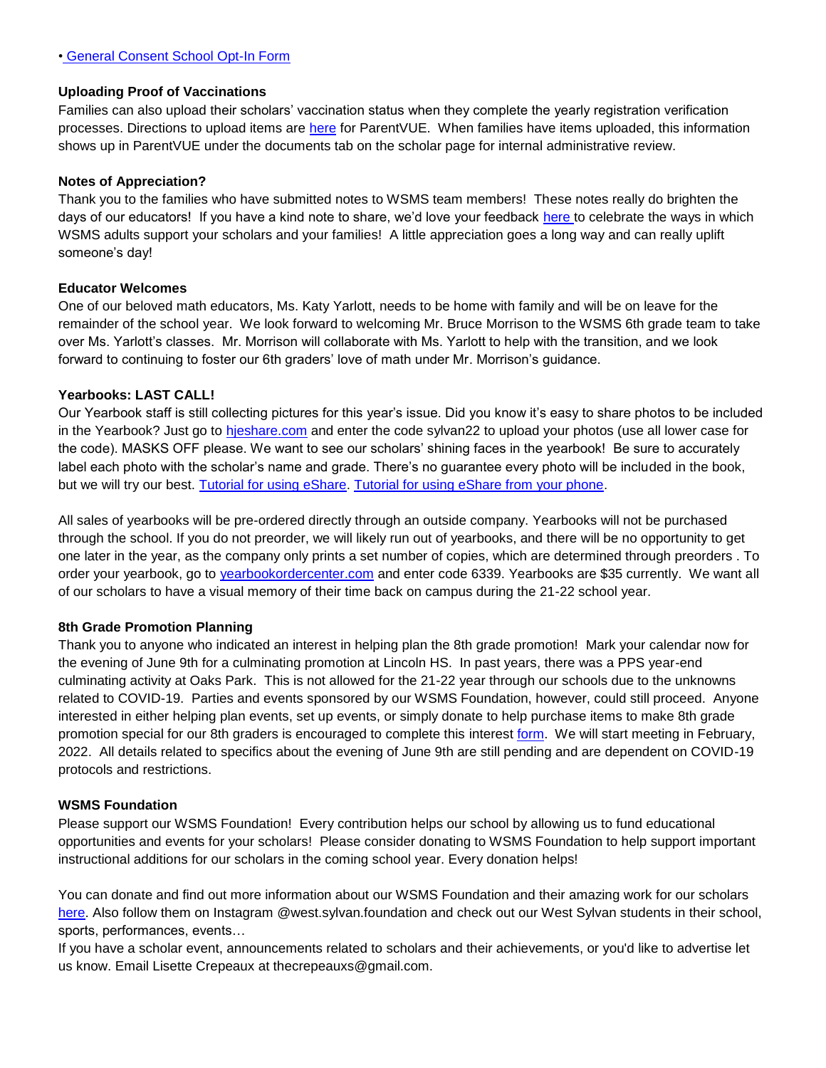• General Consent School Opt-In Form

**Uploading Proof of Vaccinations**

Families can also upload their scholars' vaccination status when they complete the yearly registration verification processes. Directions to upload items are here for ParentVUE. When families have items uploaded, this information shows up in ParentVUE under the documents tab on the scholar page for internal administrative review.

**Notes of Appreciation?**

Thank you to the families who have submitted notes to WSMS team members! These notes really do brighten the days of our educators! If you have a kind note to share, we'd love your feedback here to celebrate the ways in which WSMS adults support your scholars and your families! A little appreciation goes a long way and can really uplift someone's day!

**Educator Welcomes**

One of our beloved math educators, Ms. Katy Yarlott, needs to be home with family and will be on leave for the remainder of the school year. We look forward to welcoming Mr. Bruce Morrison to the WSMS 6th grade team to take over Ms. Yarlott's classes. Mr. Morrison will collaborate with Ms. Yarlott to help with the transition, and we look forward to continuing to foster our 6th graders' love of math under Mr. Morrison's guidance.

**Yearbooks: LAST CALL!**

Our Yearbook staff is still collecting pictures for this year's issue. Did you know it's easy to share photos to be included in the Yearbook? Just go to hjeshare.com and enter the code sylvan22 to upload your photos (use all lower case for the code). MASKS OFF please. We want to see our scholars' shining faces in the yearbook! Be sure to accurately label each photo with the scholar's name and grade. There's no guarantee every photo will be included in the book, but we will try our best. Tutorial for using eShare. Tutorial for using eShare from your phone.

All sales of yearbooks will be pre-ordered directly through an outside company. Yearbooks will not be purchased through the school. If you do not preorder, we will likely run out of yearbooks, and there will be no opportunity to get one later in the year, as the company only prints a set number of copies, which are determined through preorders . To order your yearbook, go to yearbookordercenter.com and enter code 6339. Yearbooks are $35 currently. We want all of our scholars to have a visual memory of their time back on campus during the 21-22 school year.

**8th Grade Promotion Planning**

Thank you to anyone who indicated an interest in helping plan the 8th grade promotion! Mark your calendar now for the evening of June 9th for a culminating promotion at Lincoln HS. In past years, there was a PPS year-end culminating activity at Oaks Park. This is not allowed for the 21-22 year through our schools due to the unknowns related to COVID-19. Parties and events sponsored by our WSMS Foundation, however, could still proceed. Anyone interested in either helping plan events, set up events, or simply donate to help purchase items to make 8th grade promotion special for our 8th graders is encouraged to complete this interest form. We will start meeting in February, 2022. All details related to specifics about the evening of June 9th are still pending and are dependent on COVID-19 protocols and restrictions.

**WSMS Foundation**

Please support our WSMS Foundation! Every contribution helps our school by allowing us to fund educational opportunities and events for your scholars! Please consider donating to WSMS Foundation to help support important instructional additions for our scholars in the coming school year. Every donation helps!

You can donate and find out more information about our WSMS Foundation and their amazing work for our scholars here. Also follow them on Instagram @west.sylvan.foundation and check out our West Sylvan students in their school, sports, performances, events…

If you have a scholar event, announcements related to scholars and their achievements, or you'd like to advertise let us know. Email Lisette Crepeaux at thecrepeauxs@gmail.com.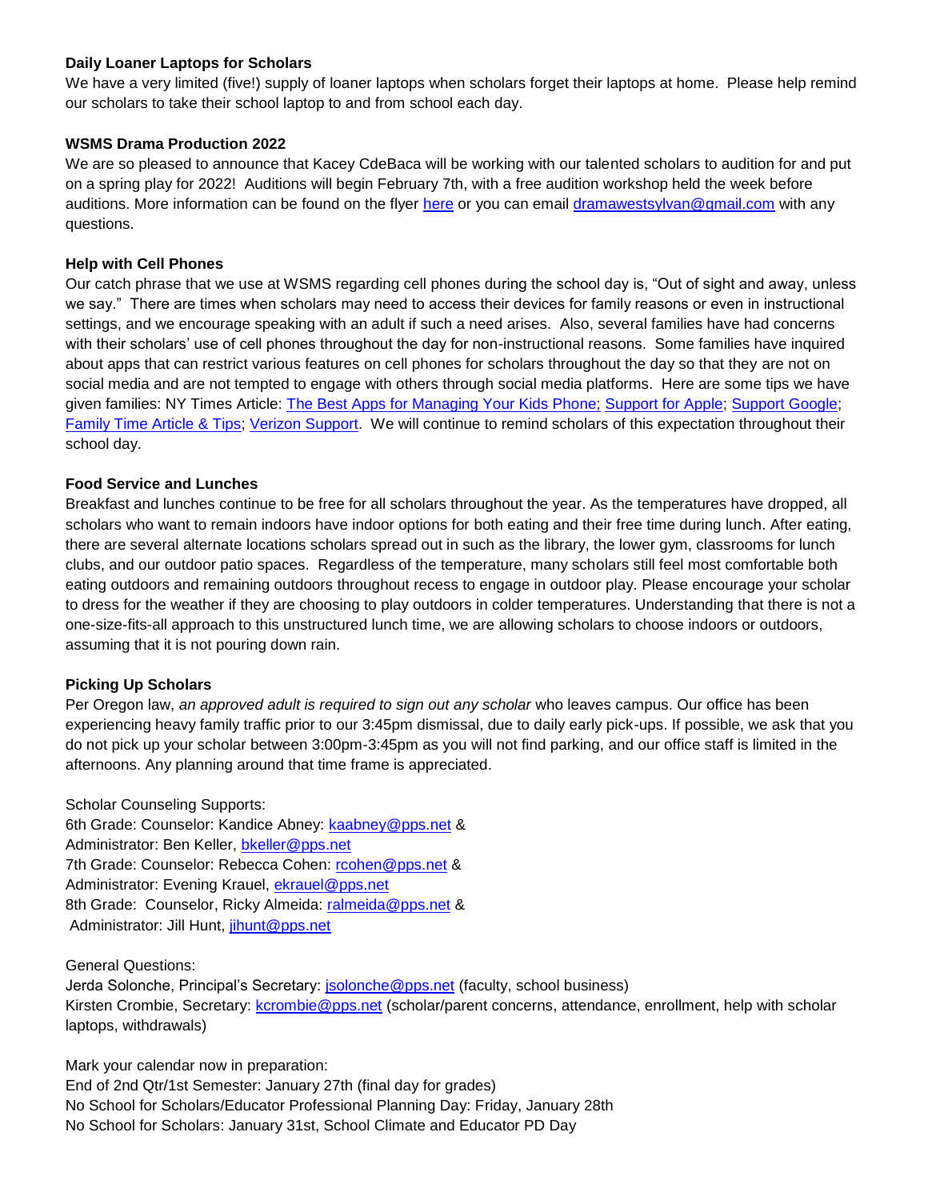**Daily Loaner Laptops for Scholars**

We have a very limited (five!) supply of loaner laptops when scholars forget their laptops at home. Please help remind our scholars to take their school laptop to and from school each day.

**WSMS Drama Production 2022**

We are so pleased to announce that Kacey CdeBaca will be working with our talented scholars to audition for and put on a spring play for 2022! Auditions will begin February 7th, with a free audition workshop held the week before auditions. More information can be found on the flyer here or you can email dramawestsylvan@gmail.com with any questions.

**Help with Cell Phones**

Our catch phrase that we use at WSMS regarding cell phones during the school day is, "Out of sight and away, unless we say." There are times when scholars may need to access their devices for family reasons or even in instructional settings, and we encourage speaking with an adult if such a need arises. Also, several families have had concerns with their scholars' use of cell phones throughout the day for non-instructional reasons. Some families have inquired about apps that can restrict various features on cell phones for scholars throughout the day so that they are not on social media and are not tempted to engage with others through social media platforms. Here are some tips we have given families: NY Times Article: The Best Apps for Managing Your Kids Phone; Support for Apple; Support Google; Family Time Article & Tips; Verizon Support. We will continue to remind scholars of this expectation throughout their school day.

**Food Service and Lunches**

Breakfast and lunches continue to be free for all scholars throughout the year. As the temperatures have dropped, all scholars who want to remain indoors have indoor options for both eating and their free time during lunch. After eating, there are several alternate locations scholars spread out in such as the library, the lower gym, classrooms for lunch clubs, and our outdoor patio spaces. Regardless of the temperature, many scholars still feel most comfortable both eating outdoors and remaining outdoors throughout recess to engage in outdoor play. Please encourage your scholar to dress for the weather if they are choosing to play outdoors in colder temperatures. Understanding that there is not a one-size-fits-all approach to this unstructured lunch time, we are allowing scholars to choose indoors or outdoors, assuming that it is not pouring down rain.

**Picking Up Scholars**

Per Oregon law, *an approved adult is required to sign out any scholar* who leaves campus. Our office has been experiencing heavy family traffic prior to our 3:45pm dismissal, due to daily early pick-ups. If possible, we ask that you do not pick up your scholar between 3:00pm-3:45pm as you will not find parking, and our office staff is limited in the afternoons. Any planning around that time frame is appreciated.

Scholar Counseling Supports:
6th Grade: Counselor: Kandice Abney: kaabney@pps.net &
Administrator: Ben Keller, bkeller@pps.net
7th Grade: Counselor: Rebecca Cohen: rcohen@pps.net &
Administrator: Evening Krauel, ekrauel@pps.net
8th Grade: Counselor, Ricky Almeida: ralmeida@pps.net &
Administrator: Jill Hunt, jihunt@pps.net

General Questions:
Jerda Solonche, Principal's Secretary: jsolonche@pps.net (faculty, school business)
Kirsten Crombie, Secretary: kcrombie@pps.net (scholar/parent concerns, attendance, enrollment, help with scholar laptops, withdrawals)

Mark your calendar now in preparation:
End of 2nd Qtr/1st Semester: January 27th (final day for grades)
No School for Scholars/Educator Professional Planning Day: Friday, January 28th
No School for Scholars: January 31st, School Climate and Educator PD Day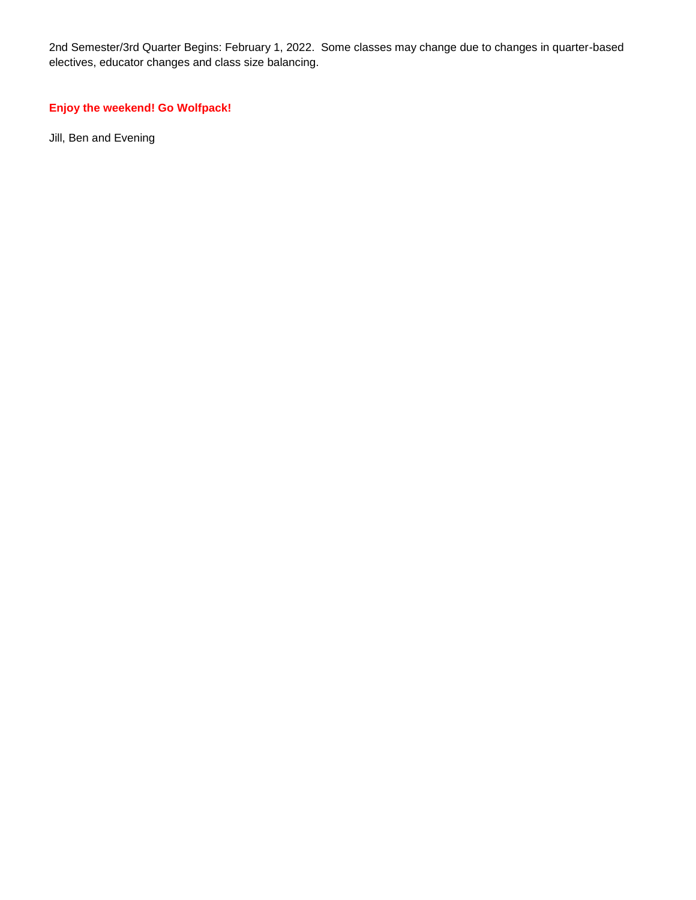2nd Semester/3rd Quarter Begins: February 1, 2022. Some classes may change due to changes in quarter-based electives, educator changes and class size balancing.

**Enjoy the weekend! Go Wolfpack!**

Jill, Ben and Evening